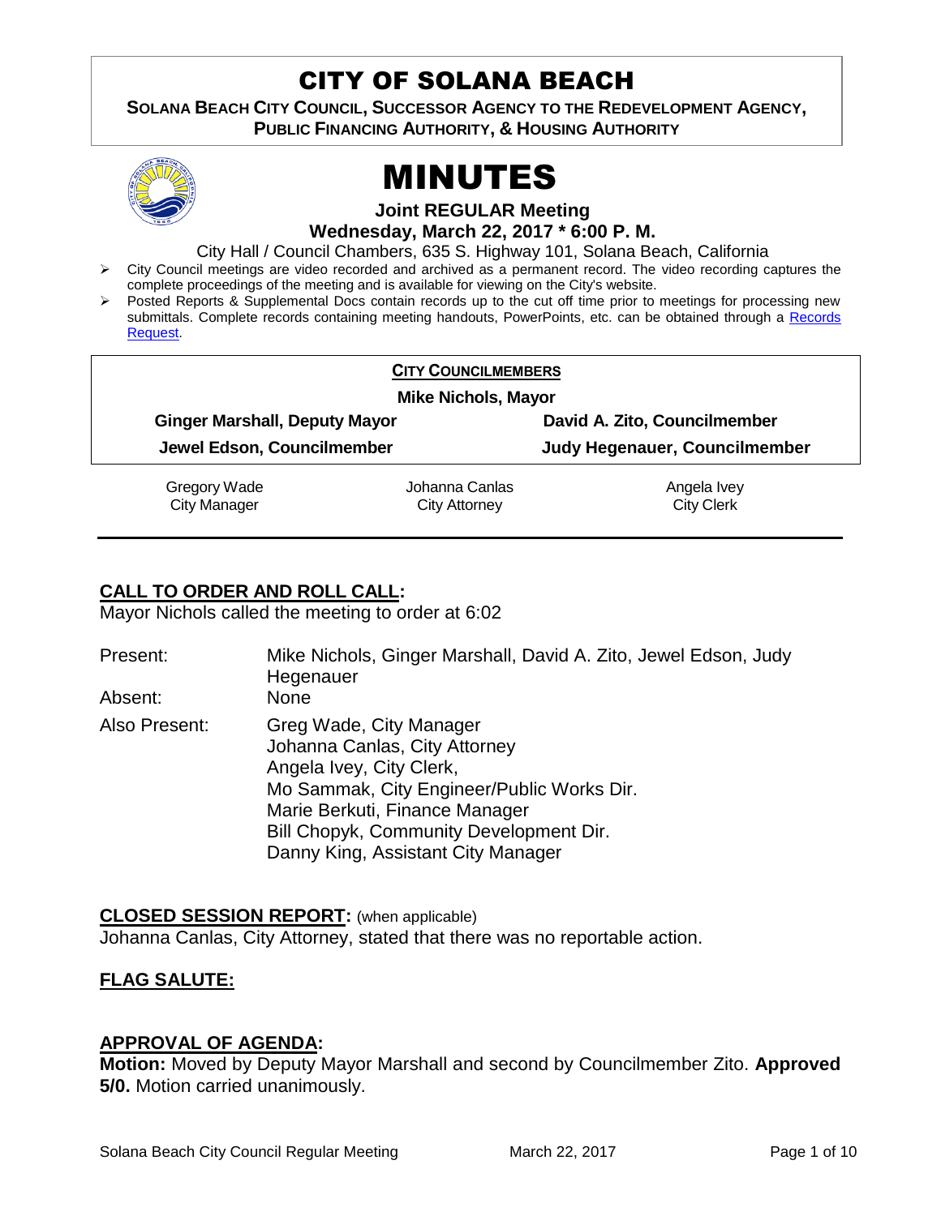# CITY OF SOLANA BEACH

**SOLANA BEACH CITY COUNCIL, SUCCESSOR AGENCY TO THE REDEVELOPMENT AGENCY, PUBLIC FINANCING AUTHORITY, & HOUSING AUTHORITY**

# MINUTES

**Joint REGULAR Meeting**
**Wednesday, March 22, 2017 * 6:00 P. M.**

City Hall / Council Chambers, 635 S. Highway 101, Solana Beach, California

- City Council meetings are video recorded and archived as a permanent record. The video recording captures the complete proceedings of the meeting and is available for viewing on the City's website.
- Posted Reports & Supplemental Docs contain records up to the cut off time prior to meetings for processing new submittals. Complete records containing meeting handouts, PowerPoints, etc. can be obtained through a Records Request.

**CITY COUNCILMEMBERS**

**Mike Nichols, Mayor**

| | |
|---|---|
| **Ginger Marshall, Deputy Mayor** | **David A. Zito, Councilmember** |
| **Jewel Edson, Councilmember** | **Judy Hegenauer, Councilmember** |

| | | |
|---|---|---|
| Gregory Wade<br>City Manager | Johanna Canlas<br>City Attorney | Angela Ivey<br>City Clerk |

## CALL TO ORDER AND ROLL CALL:

Mayor Nichols called the meeting to order at 6:02

| | |
|---|---|
| Present: | Mike Nichols, Ginger Marshall, David A. Zito, Jewel Edson, Judy Hegenauer |
| Absent: | None |
| Also Present: | Greg Wade, City Manager<br>Johanna Canlas, City Attorney<br>Angela Ivey, City Clerk,<br>Mo Sammak, City Engineer/Public Works Dir.<br>Marie Berkuti, Finance Manager<br>Bill Chopyk, Community Development Dir.<br>Danny King, Assistant City Manager |

## CLOSED SESSION REPORT: (when applicable)

Johanna Canlas, City Attorney, stated that there was no reportable action.

## FLAG SALUTE:

## APPROVAL OF AGENDA:

**Motion:** Moved by Deputy Mayor Marshall and second by Councilmember Zito. **Approved 5/0.** Motion carried unanimously.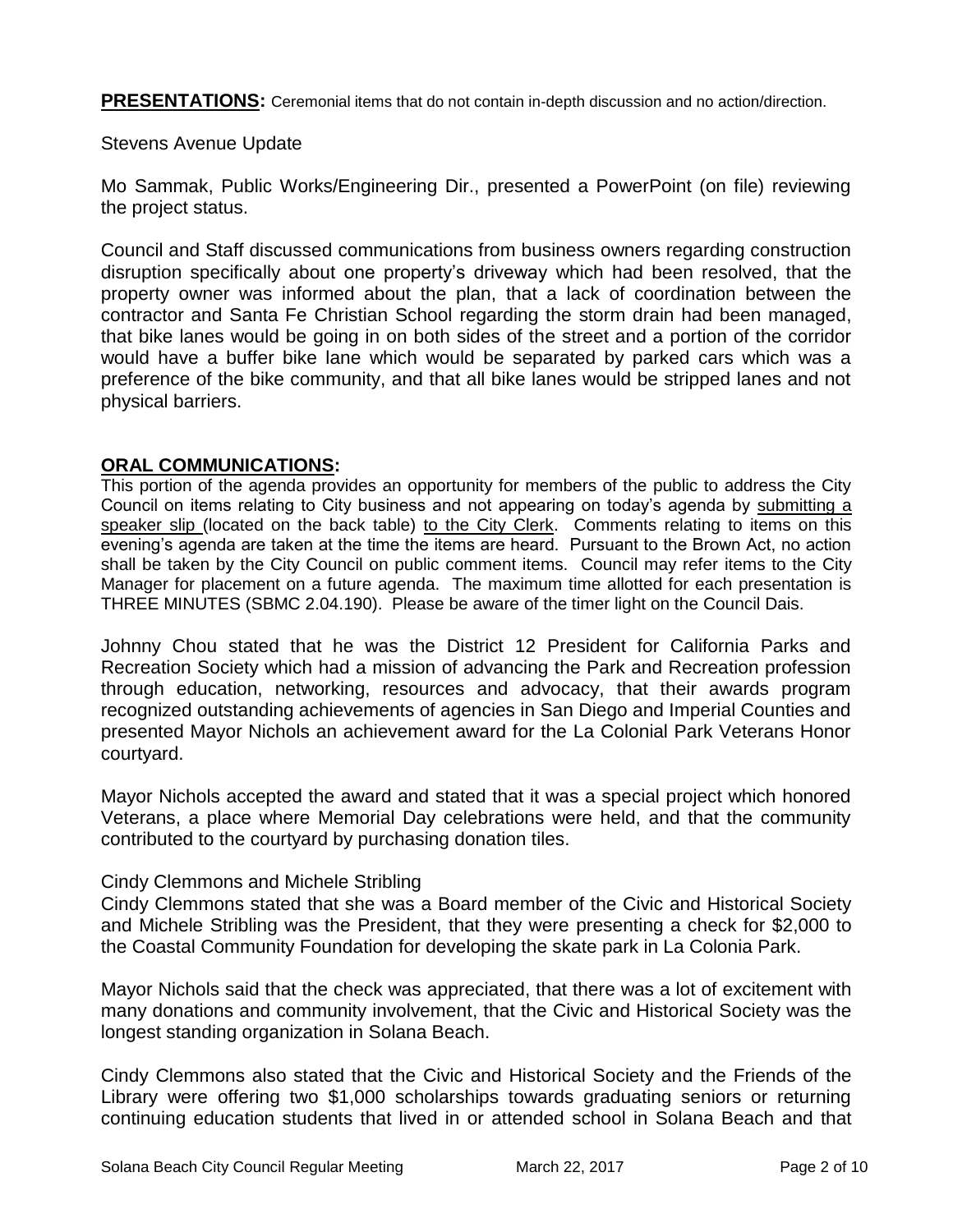**PRESENTATIONS:** Ceremonial items that do not contain in-depth discussion and no action/direction.

Stevens Avenue Update

Mo Sammak, Public Works/Engineering Dir., presented a PowerPoint (on file) reviewing the project status.

Council and Staff discussed communications from business owners regarding construction disruption specifically about one property's driveway which had been resolved, that the property owner was informed about the plan, that a lack of coordination between the contractor and Santa Fe Christian School regarding the storm drain had been managed, that bike lanes would be going in on both sides of the street and a portion of the corridor would have a buffer bike lane which would be separated by parked cars which was a preference of the bike community, and that all bike lanes would be stripped lanes and not physical barriers.

**ORAL COMMUNICATIONS:**

This portion of the agenda provides an opportunity for members of the public to address the City Council on items relating to City business and not appearing on today's agenda by submitting a speaker slip (located on the back table) to the City Clerk. Comments relating to items on this evening's agenda are taken at the time the items are heard. Pursuant to the Brown Act, no action shall be taken by the City Council on public comment items. Council may refer items to the City Manager for placement on a future agenda. The maximum time allotted for each presentation is THREE MINUTES (SBMC 2.04.190). Please be aware of the timer light on the Council Dais.

Johnny Chou stated that he was the District 12 President for California Parks and Recreation Society which had a mission of advancing the Park and Recreation profession through education, networking, resources and advocacy, that their awards program recognized outstanding achievements of agencies in San Diego and Imperial Counties and presented Mayor Nichols an achievement award for the La Colonial Park Veterans Honor courtyard.

Mayor Nichols accepted the award and stated that it was a special project which honored Veterans, a place where Memorial Day celebrations were held, and that the community contributed to the courtyard by purchasing donation tiles.

Cindy Clemmons and Michele Stribling

Cindy Clemmons stated that she was a Board member of the Civic and Historical Society and Michele Stribling was the President, that they were presenting a check for $2,000 to the Coastal Community Foundation for developing the skate park in La Colonia Park.

Mayor Nichols said that the check was appreciated, that there was a lot of excitement with many donations and community involvement, that the Civic and Historical Society was the longest standing organization in Solana Beach.

Cindy Clemmons also stated that the Civic and Historical Society and the Friends of the Library were offering two $1,000 scholarships towards graduating seniors or returning continuing education students that lived in or attended school in Solana Beach and that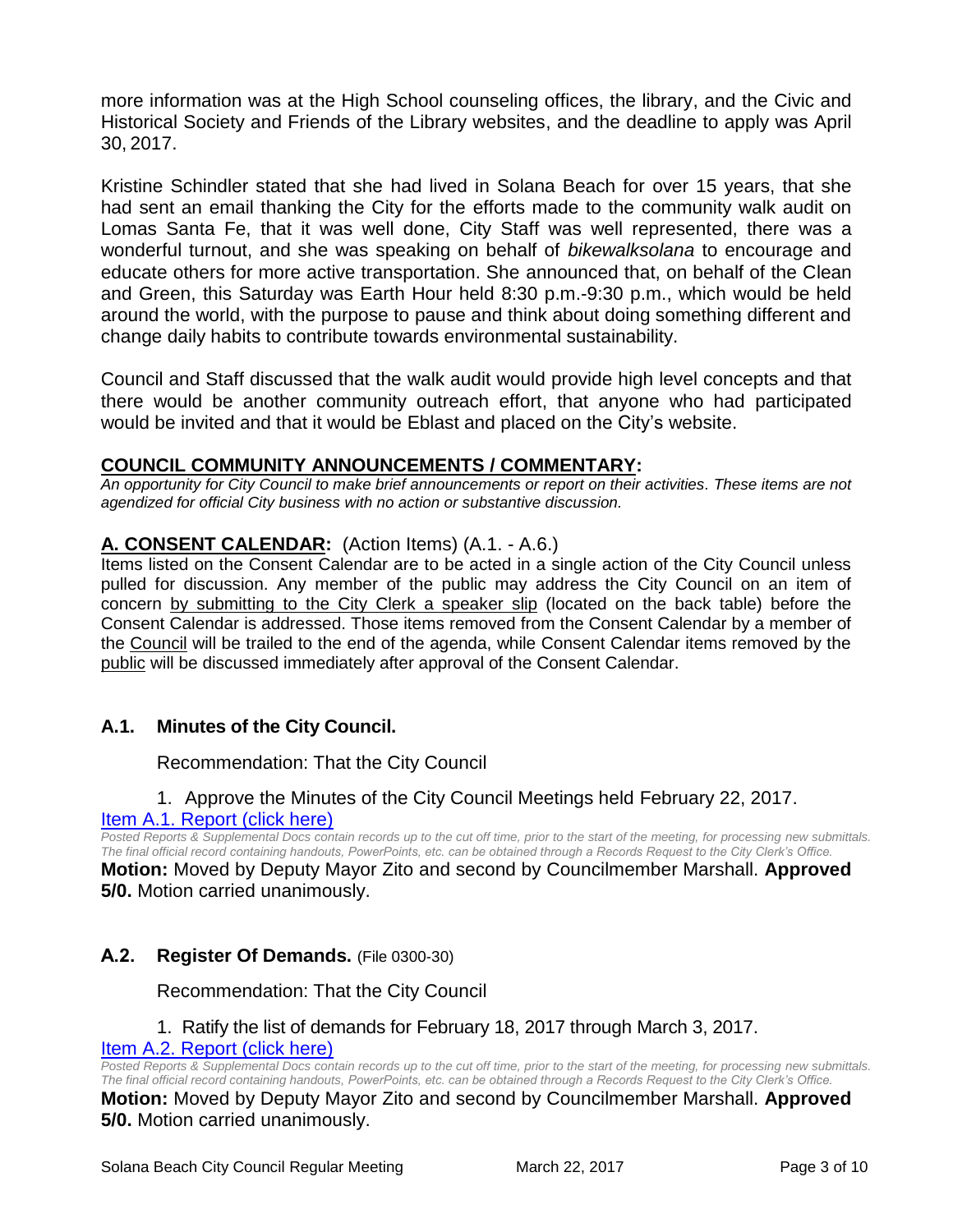more information was at the High School counseling offices, the library, and the Civic and Historical Society and Friends of the Library websites, and the deadline to apply was April 30, 2017.

Kristine Schindler stated that she had lived in Solana Beach for over 15 years, that she had sent an email thanking the City for the efforts made to the community walk audit on Lomas Santa Fe, that it was well done, City Staff was well represented, there was a wonderful turnout, and she was speaking on behalf of *bikewalksolana* to encourage and educate others for more active transportation. She announced that, on behalf of the Clean and Green, this Saturday was Earth Hour held 8:30 p.m.-9:30 p.m., which would be held around the world, with the purpose to pause and think about doing something different and change daily habits to contribute towards environmental sustainability.

Council and Staff discussed that the walk audit would provide high level concepts and that there would be another community outreach effort, that anyone who had participated would be invited and that it would be Eblast and placed on the City's website.

## COUNCIL COMMUNITY ANNOUNCEMENTS / COMMENTARY:

*An opportunity for City Council to make brief announcements or report on their activities. These items are not agendized for official City business with no action or substantive discussion.*

## A. CONSENT CALENDAR: (Action Items) (A.1. - A.6.)

Items listed on the Consent Calendar are to be acted in a single action of the City Council unless pulled for discussion. Any member of the public may address the City Council on an item of concern by submitting to the City Clerk a speaker slip (located on the back table) before the Consent Calendar is addressed. Those items removed from the Consent Calendar by a member of the Council will be trailed to the end of the agenda, while Consent Calendar items removed by the public will be discussed immediately after approval of the Consent Calendar.

### A.1. Minutes of the City Council.

Recommendation: That the City Council

1. Approve the Minutes of the City Council Meetings held February 22, 2017.

Item A.1. Report (click here)

*Posted Reports & Supplemental Docs contain records up to the cut off time, prior to the start of the meeting, for processing new submittals. The final official record containing handouts, PowerPoints, etc. can be obtained through a Records Request to the City Clerk's Office.*

**Motion:** Moved by Deputy Mayor Zito and second by Councilmember Marshall. **Approved 5/0.** Motion carried unanimously.

### A.2. Register Of Demands. (File 0300-30)

Recommendation: That the City Council

1. Ratify the list of demands for February 18, 2017 through March 3, 2017.

Item A.2. Report (click here)

*Posted Reports & Supplemental Docs contain records up to the cut off time, prior to the start of the meeting, for processing new submittals. The final official record containing handouts, PowerPoints, etc. can be obtained through a Records Request to the City Clerk's Office.*

**Motion:** Moved by Deputy Mayor Zito and second by Councilmember Marshall. **Approved 5/0.** Motion carried unanimously.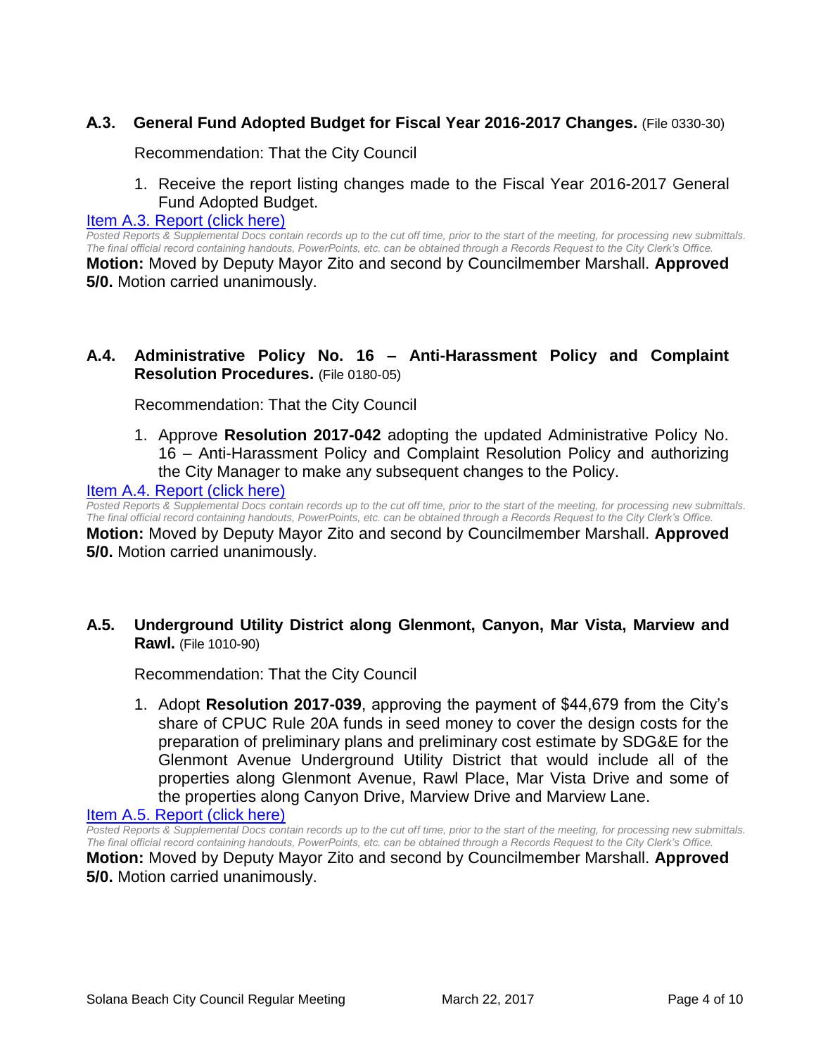### **A.3. General Fund Adopted Budget for Fiscal Year 2016-2017 Changes.** (File 0330-30)

Recommendation: That the City Council

1. Receive the report listing changes made to the Fiscal Year 2016-2017 General Fund Adopted Budget.

[Item A.3. Report (click here)]

*Posted Reports & Supplemental Docs contain records up to the cut off time, prior to the start of the meeting, for processing new submittals. The final official record containing handouts, PowerPoints, etc. can be obtained through a Records Request to the City Clerk's Office.*

**Motion:** Moved by Deputy Mayor Zito and second by Councilmember Marshall. **Approved 5/0.** Motion carried unanimously.

### **A.4. Administrative Policy No. 16 – Anti-Harassment Policy and Complaint Resolution Procedures.** (File 0180-05)

Recommendation: That the City Council

1. Approve **Resolution 2017-042** adopting the updated Administrative Policy No. 16 – Anti-Harassment Policy and Complaint Resolution Policy and authorizing the City Manager to make any subsequent changes to the Policy.

[Item A.4. Report (click here)]

*Posted Reports & Supplemental Docs contain records up to the cut off time, prior to the start of the meeting, for processing new submittals. The final official record containing handouts, PowerPoints, etc. can be obtained through a Records Request to the City Clerk's Office.*

**Motion:** Moved by Deputy Mayor Zito and second by Councilmember Marshall. **Approved 5/0.** Motion carried unanimously.

### **A.5. Underground Utility District along Glenmont, Canyon, Mar Vista, Marview and Rawl.** (File 1010-90)

Recommendation: That the City Council

1. Adopt **Resolution 2017-039**, approving the payment of $44,679 from the City's share of CPUC Rule 20A funds in seed money to cover the design costs for the preparation of preliminary plans and preliminary cost estimate by SDG&E for the Glenmont Avenue Underground Utility District that would include all of the properties along Glenmont Avenue, Rawl Place, Mar Vista Drive and some of the properties along Canyon Drive, Marview Drive and Marview Lane.

[Item A.5. Report (click here)]

*Posted Reports & Supplemental Docs contain records up to the cut off time, prior to the start of the meeting, for processing new submittals. The final official record containing handouts, PowerPoints, etc. can be obtained through a Records Request to the City Clerk's Office.*

**Motion:** Moved by Deputy Mayor Zito and second by Councilmember Marshall. **Approved 5/0.** Motion carried unanimously.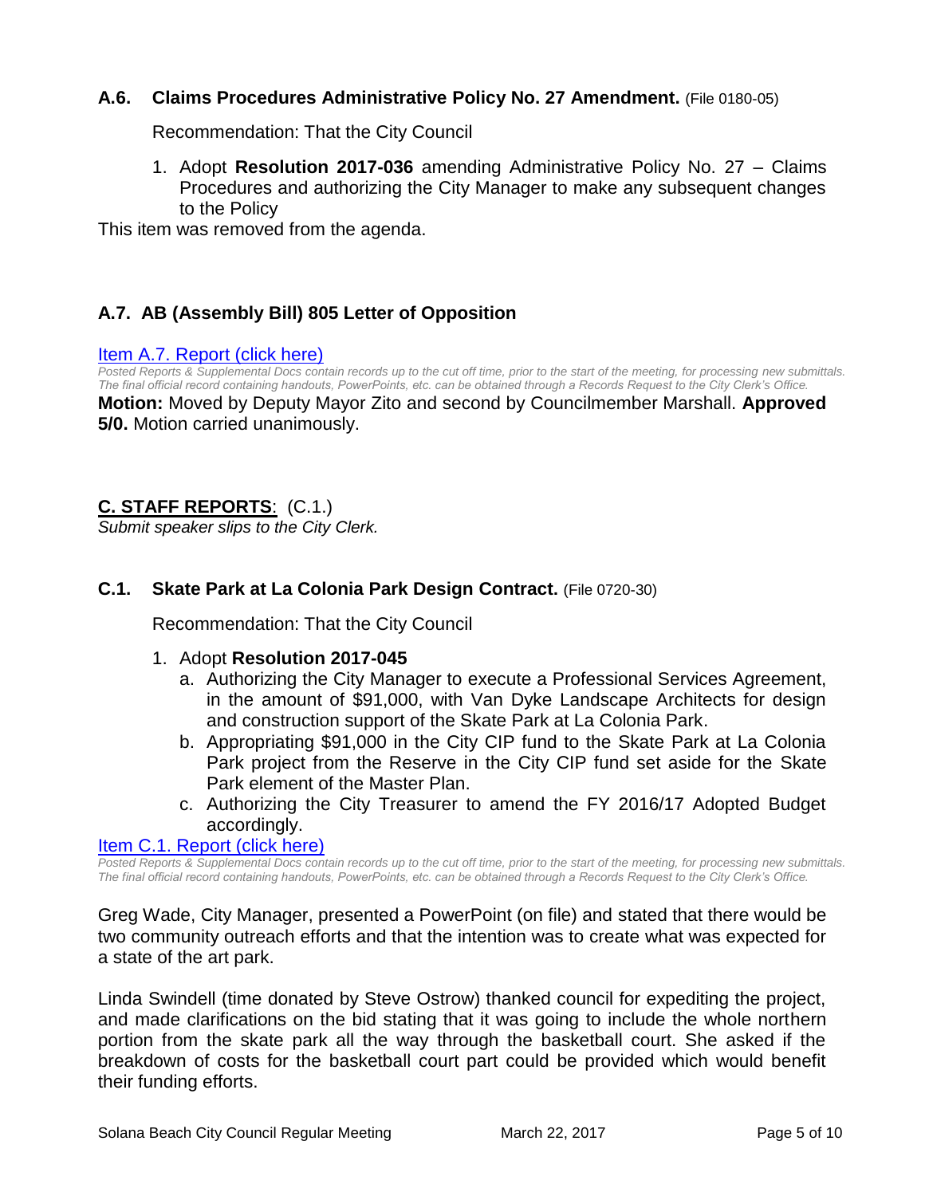### A.6. Claims Procedures Administrative Policy No. 27 Amendment. (File 0180-05)

Recommendation: That the City Council

1. Adopt **Resolution 2017-036** amending Administrative Policy No. 27 – Claims Procedures and authorizing the City Manager to make any subsequent changes to the Policy

This item was removed from the agenda.

### A.7. AB (Assembly Bill) 805 Letter of Opposition

Item A.7. Report (click here)

*Posted Reports & Supplemental Docs contain records up to the cut off time, prior to the start of the meeting, for processing new submittals. The final official record containing handouts, PowerPoints, etc. can be obtained through a Records Request to the City Clerk's Office.*

**Motion:** Moved by Deputy Mayor Zito and second by Councilmember Marshall. **Approved 5/0.** Motion carried unanimously.

## C. STAFF REPORTS: (C.1.)

*Submit speaker slips to the City Clerk.*

### C.1. Skate Park at La Colonia Park Design Contract. (File 0720-30)

Recommendation: That the City Council

1. Adopt **Resolution 2017-045**
   a. Authorizing the City Manager to execute a Professional Services Agreement, in the amount of $91,000, with Van Dyke Landscape Architects for design and construction support of the Skate Park at La Colonia Park.
   b. Appropriating $91,000 in the City CIP fund to the Skate Park at La Colonia Park project from the Reserve in the City CIP fund set aside for the Skate Park element of the Master Plan.
   c. Authorizing the City Treasurer to amend the FY 2016/17 Adopted Budget accordingly.

Item C.1. Report (click here)

*Posted Reports & Supplemental Docs contain records up to the cut off time, prior to the start of the meeting, for processing new submittals. The final official record containing handouts, PowerPoints, etc. can be obtained through a Records Request to the City Clerk's Office.*

Greg Wade, City Manager, presented a PowerPoint (on file) and stated that there would be two community outreach efforts and that the intention was to create what was expected for a state of the art park.

Linda Swindell (time donated by Steve Ostrow) thanked council for expediting the project, and made clarifications on the bid stating that it was going to include the whole northern portion from the skate park all the way through the basketball court. She asked if the breakdown of costs for the basketball court part could be provided which would benefit their funding efforts.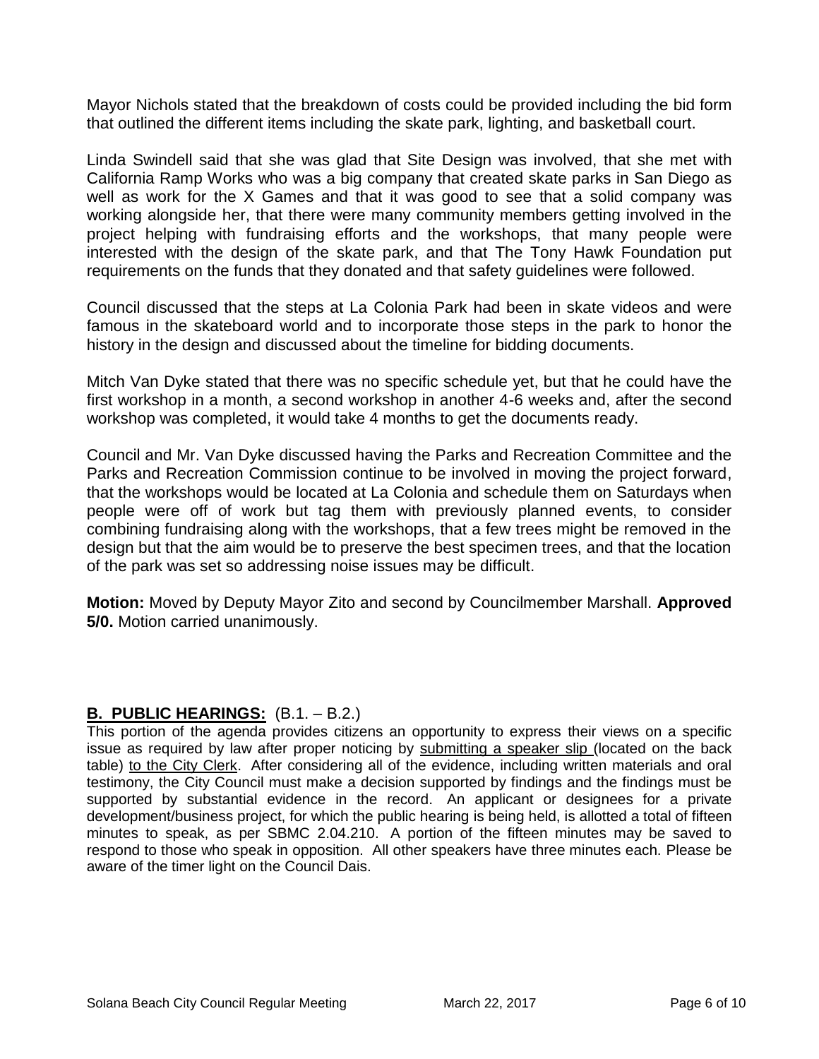Mayor Nichols stated that the breakdown of costs could be provided including the bid form that outlined the different items including the skate park, lighting, and basketball court.

Linda Swindell said that she was glad that Site Design was involved, that she met with California Ramp Works who was a big company that created skate parks in San Diego as well as work for the X Games and that it was good to see that a solid company was working alongside her, that there were many community members getting involved in the project helping with fundraising efforts and the workshops, that many people were interested with the design of the skate park, and that The Tony Hawk Foundation put requirements on the funds that they donated and that safety guidelines were followed.

Council discussed that the steps at La Colonia Park had been in skate videos and were famous in the skateboard world and to incorporate those steps in the park to honor the history in the design and discussed about the timeline for bidding documents.

Mitch Van Dyke stated that there was no specific schedule yet, but that he could have the first workshop in a month, a second workshop in another 4-6 weeks and, after the second workshop was completed, it would take 4 months to get the documents ready.

Council and Mr. Van Dyke discussed having the Parks and Recreation Committee and the Parks and Recreation Commission continue to be involved in moving the project forward, that the workshops would be located at La Colonia and schedule them on Saturdays when people were off of work but tag them with previously planned events, to consider combining fundraising along with the workshops, that a few trees might be removed in the design but that the aim would be to preserve the best specimen trees, and that the location of the park was set so addressing noise issues may be difficult.

**Motion:** Moved by Deputy Mayor Zito and second by Councilmember Marshall. **Approved 5/0.** Motion carried unanimously.

## B. PUBLIC HEARINGS: (B.1. – B.2.)

This portion of the agenda provides citizens an opportunity to express their views on a specific issue as required by law after proper noticing by submitting a speaker slip (located on the back table) to the City Clerk. After considering all of the evidence, including written materials and oral testimony, the City Council must make a decision supported by findings and the findings must be supported by substantial evidence in the record. An applicant or designees for a private development/business project, for which the public hearing is being held, is allotted a total of fifteen minutes to speak, as per SBMC 2.04.210. A portion of the fifteen minutes may be saved to respond to those who speak in opposition. All other speakers have three minutes each. Please be aware of the timer light on the Council Dais.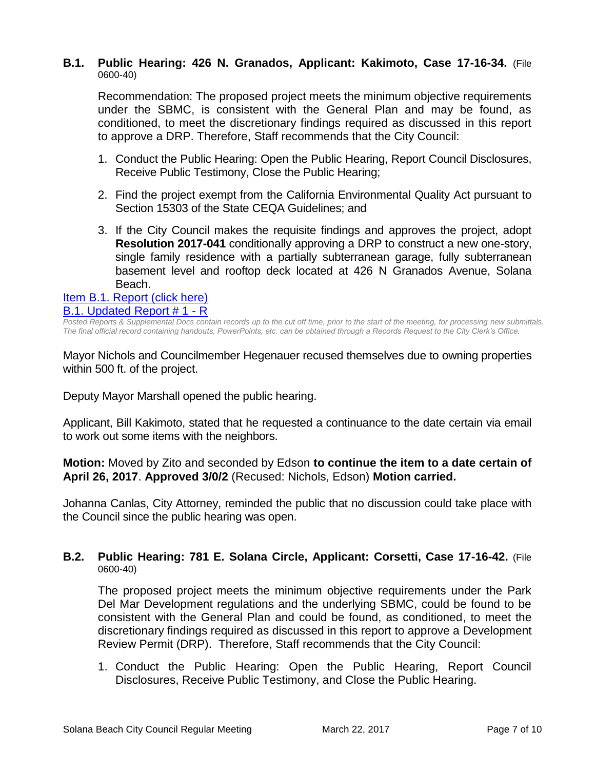**B.1. Public Hearing: 426 N. Granados, Applicant: Kakimoto, Case 17-16-34.** (File 0600-40)

Recommendation: The proposed project meets the minimum objective requirements under the SBMC, is consistent with the General Plan and may be found, as conditioned, to meet the discretionary findings required as discussed in this report to approve a DRP. Therefore, Staff recommends that the City Council:

1. Conduct the Public Hearing: Open the Public Hearing, Report Council Disclosures, Receive Public Testimony, Close the Public Hearing;
2. Find the project exempt from the California Environmental Quality Act pursuant to Section 15303 of the State CEQA Guidelines; and
3. If the City Council makes the requisite findings and approves the project, adopt **Resolution 2017-041** conditionally approving a DRP to construct a new one-story, single family residence with a partially subterranean garage, fully subterranean basement level and rooftop deck located at 426 N Granados Avenue, Solana Beach.

Item B.1. Report (click here)
B.1. Updated Report # 1 - R

*Posted Reports & Supplemental Docs contain records up to the cut off time, prior to the start of the meeting, for processing new submittals. The final official record containing handouts, PowerPoints, etc. can be obtained through a Records Request to the City Clerk's Office.*

Mayor Nichols and Councilmember Hegenauer recused themselves due to owning properties within 500 ft. of the project.

Deputy Mayor Marshall opened the public hearing.

Applicant, Bill Kakimoto, stated that he requested a continuance to the date certain via email to work out some items with the neighbors.

**Motion:** Moved by Zito and seconded by Edson **to continue the item to a date certain of April 26, 2017**. **Approved 3/0/2** (Recused: Nichols, Edson) **Motion carried.**

Johanna Canlas, City Attorney, reminded the public that no discussion could take place with the Council since the public hearing was open.

**B.2. Public Hearing: 781 E. Solana Circle, Applicant: Corsetti, Case 17-16-42.** (File 0600-40)

The proposed project meets the minimum objective requirements under the Park Del Mar Development regulations and the underlying SBMC, could be found to be consistent with the General Plan and could be found, as conditioned, to meet the discretionary findings required as discussed in this report to approve a Development Review Permit (DRP). Therefore, Staff recommends that the City Council:

1. Conduct the Public Hearing: Open the Public Hearing, Report Council Disclosures, Receive Public Testimony, and Close the Public Hearing.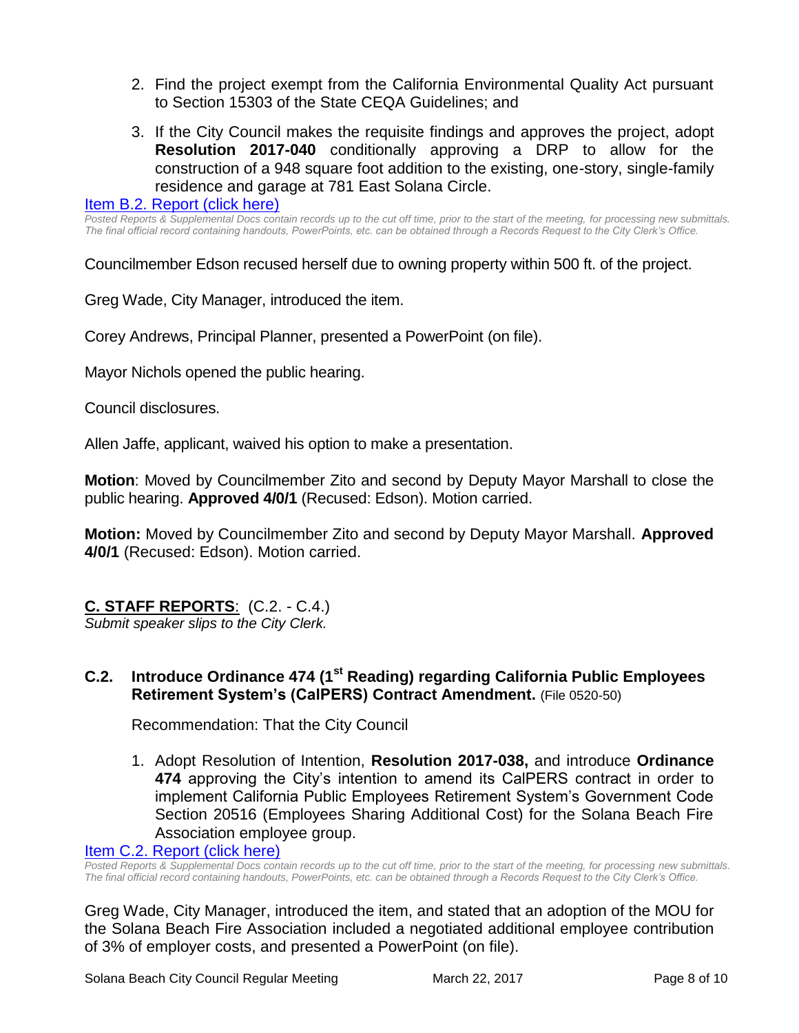2. Find the project exempt from the California Environmental Quality Act pursuant to Section 15303 of the State CEQA Guidelines; and

3. If the City Council makes the requisite findings and approves the project, adopt **Resolution 2017-040** conditionally approving a DRP to allow for the construction of a 948 square foot addition to the existing, one-story, single-family residence and garage at 781 East Solana Circle.

Item B.2. Report (click here)

*Posted Reports & Supplemental Docs contain records up to the cut off time, prior to the start of the meeting, for processing new submittals. The final official record containing handouts, PowerPoints, etc. can be obtained through a Records Request to the City Clerk's Office.*

Councilmember Edson recused herself due to owning property within 500 ft. of the project.

Greg Wade, City Manager, introduced the item.

Corey Andrews, Principal Planner, presented a PowerPoint (on file).

Mayor Nichols opened the public hearing.

Council disclosures.

Allen Jaffe, applicant, waived his option to make a presentation.

**Motion**: Moved by Councilmember Zito and second by Deputy Mayor Marshall to close the public hearing. **Approved 4/0/1** (Recused: Edson). Motion carried.

**Motion:** Moved by Councilmember Zito and second by Deputy Mayor Marshall. **Approved 4/0/1** (Recused: Edson). Motion carried.

## C. STAFF REPORTS: (C.2. - C.4.)

*Submit speaker slips to the City Clerk.*

### C.2. Introduce Ordinance 474 (1st Reading) regarding California Public Employees Retirement System's (CalPERS) Contract Amendment. (File 0520-50)

Recommendation: That the City Council

1. Adopt Resolution of Intention, **Resolution 2017-038,** and introduce **Ordinance 474** approving the City's intention to amend its CalPERS contract in order to implement California Public Employees Retirement System's Government Code Section 20516 (Employees Sharing Additional Cost) for the Solana Beach Fire Association employee group.

Item C.2. Report (click here)

*Posted Reports & Supplemental Docs contain records up to the cut off time, prior to the start of the meeting, for processing new submittals. The final official record containing handouts, PowerPoints, etc. can be obtained through a Records Request to the City Clerk's Office.*

Greg Wade, City Manager, introduced the item, and stated that an adoption of the MOU for the Solana Beach Fire Association included a negotiated additional employee contribution of 3% of employer costs, and presented a PowerPoint (on file).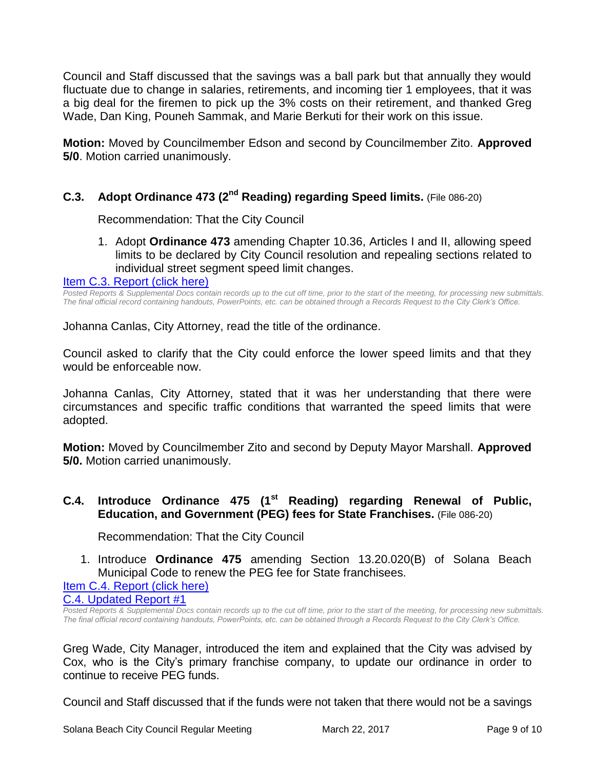Council and Staff discussed that the savings was a ball park but that annually they would fluctuate due to change in salaries, retirements, and incoming tier 1 employees, that it was a big deal for the firemen to pick up the 3% costs on their retirement, and thanked Greg Wade, Dan King, Pouneh Sammak, and Marie Berkuti for their work on this issue.

**Motion:** Moved by Councilmember Edson and second by Councilmember Zito. **Approved 5/0**. Motion carried unanimously.

### C.3. Adopt Ordinance 473 (2nd Reading) regarding Speed limits. (File 086-20)

Recommendation: That the City Council

1. Adopt **Ordinance 473** amending Chapter 10.36, Articles I and II, allowing speed limits to be declared by City Council resolution and repealing sections related to individual street segment speed limit changes.

Item C.3. Report (click here)

*Posted Reports & Supplemental Docs contain records up to the cut off time, prior to the start of the meeting, for processing new submittals. The final official record containing handouts, PowerPoints, etc. can be obtained through a Records Request to the City Clerk's Office.*

Johanna Canlas, City Attorney, read the title of the ordinance.

Council asked to clarify that the City could enforce the lower speed limits and that they would be enforceable now.

Johanna Canlas, City Attorney, stated that it was her understanding that there were circumstances and specific traffic conditions that warranted the speed limits that were adopted.

**Motion:** Moved by Councilmember Zito and second by Deputy Mayor Marshall. **Approved 5/0.** Motion carried unanimously.

### C.4. Introduce Ordinance 475 (1st Reading) regarding Renewal of Public, Education, and Government (PEG) fees for State Franchises. (File 086-20)

Recommendation: That the City Council

1. Introduce **Ordinance 475** amending Section 13.20.020(B) of Solana Beach Municipal Code to renew the PEG fee for State franchisees.

Item C.4. Report (click here)
C.4. Updated Report #1

*Posted Reports & Supplemental Docs contain records up to the cut off time, prior to the start of the meeting, for processing new submittals. The final official record containing handouts, PowerPoints, etc. can be obtained through a Records Request to the City Clerk's Office.*

Greg Wade, City Manager, introduced the item and explained that the City was advised by Cox, who is the City's primary franchise company, to update our ordinance in order to continue to receive PEG funds.

Council and Staff discussed that if the funds were not taken that there would not be a savings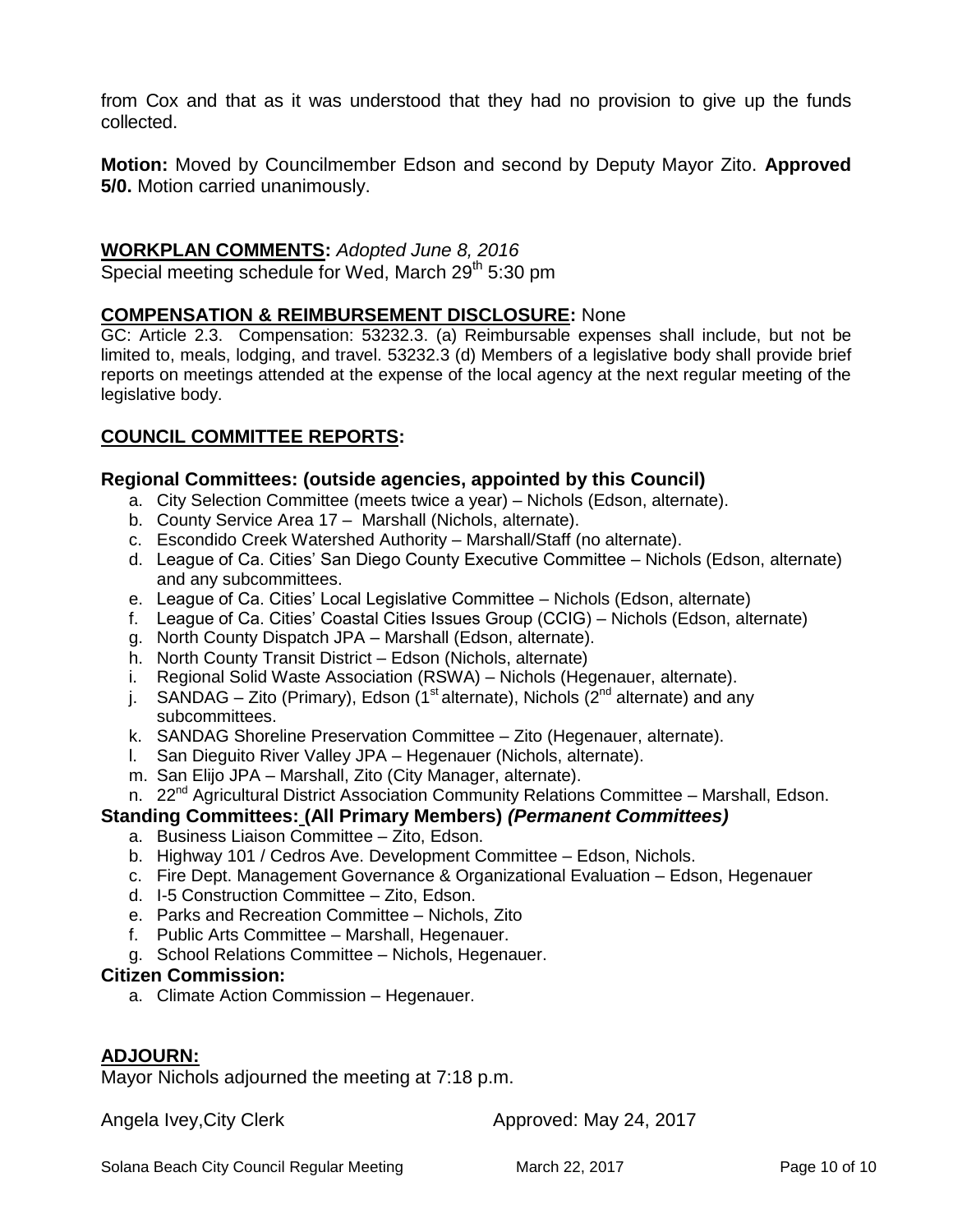from Cox and that as it was understood that they had no provision to give up the funds collected.

**Motion:** Moved by Councilmember Edson and second by Deputy Mayor Zito. **Approved 5/0.** Motion carried unanimously.

## WORKPLAN COMMENTS: *Adopted June 8, 2016*

Special meeting schedule for Wed, March 29th 5:30 pm

## COMPENSATION & REIMBURSEMENT DISCLOSURE: None

GC: Article 2.3. Compensation: 53232.3. (a) Reimbursable expenses shall include, but not be limited to, meals, lodging, and travel. 53232.3 (d) Members of a legislative body shall provide brief reports on meetings attended at the expense of the local agency at the next regular meeting of the legislative body.

## COUNCIL COMMITTEE REPORTS:

### Regional Committees: (outside agencies, appointed by this Council)

a. City Selection Committee (meets twice a year) – Nichols (Edson, alternate).
b. County Service Area 17 – Marshall (Nichols, alternate).
c. Escondido Creek Watershed Authority – Marshall/Staff (no alternate).
d. League of Ca. Cities' San Diego County Executive Committee – Nichols (Edson, alternate) and any subcommittees.
e. League of Ca. Cities' Local Legislative Committee – Nichols (Edson, alternate)
f. League of Ca. Cities' Coastal Cities Issues Group (CCIG) – Nichols (Edson, alternate)
g. North County Dispatch JPA – Marshall (Edson, alternate).
h. North County Transit District – Edson (Nichols, alternate)
i. Regional Solid Waste Association (RSWA) – Nichols (Hegenauer, alternate).
j. SANDAG – Zito (Primary), Edson (1st alternate), Nichols (2nd alternate) and any subcommittees.
k. SANDAG Shoreline Preservation Committee – Zito (Hegenauer, alternate).
l. San Dieguito River Valley JPA – Hegenauer (Nichols, alternate).
m. San Elijo JPA – Marshall, Zito (City Manager, alternate).
n. 22nd Agricultural District Association Community Relations Committee – Marshall, Edson.

### Standing Committees: (All Primary Members) *(Permanent Committees)*

a. Business Liaison Committee – Zito, Edson.
b. Highway 101 / Cedros Ave. Development Committee – Edson, Nichols.
c. Fire Dept. Management Governance & Organizational Evaluation – Edson, Hegenauer
d. I-5 Construction Committee – Zito, Edson.
e. Parks and Recreation Committee – Nichols, Zito
f. Public Arts Committee – Marshall, Hegenauer.
g. School Relations Committee – Nichols, Hegenauer.

### Citizen Commission:

a. Climate Action Commission – Hegenauer.

## ADJOURN:

Mayor Nichols adjourned the meeting at 7:18 p.m.

Angela Ivey,City Clerk                Approved: May 24, 2017